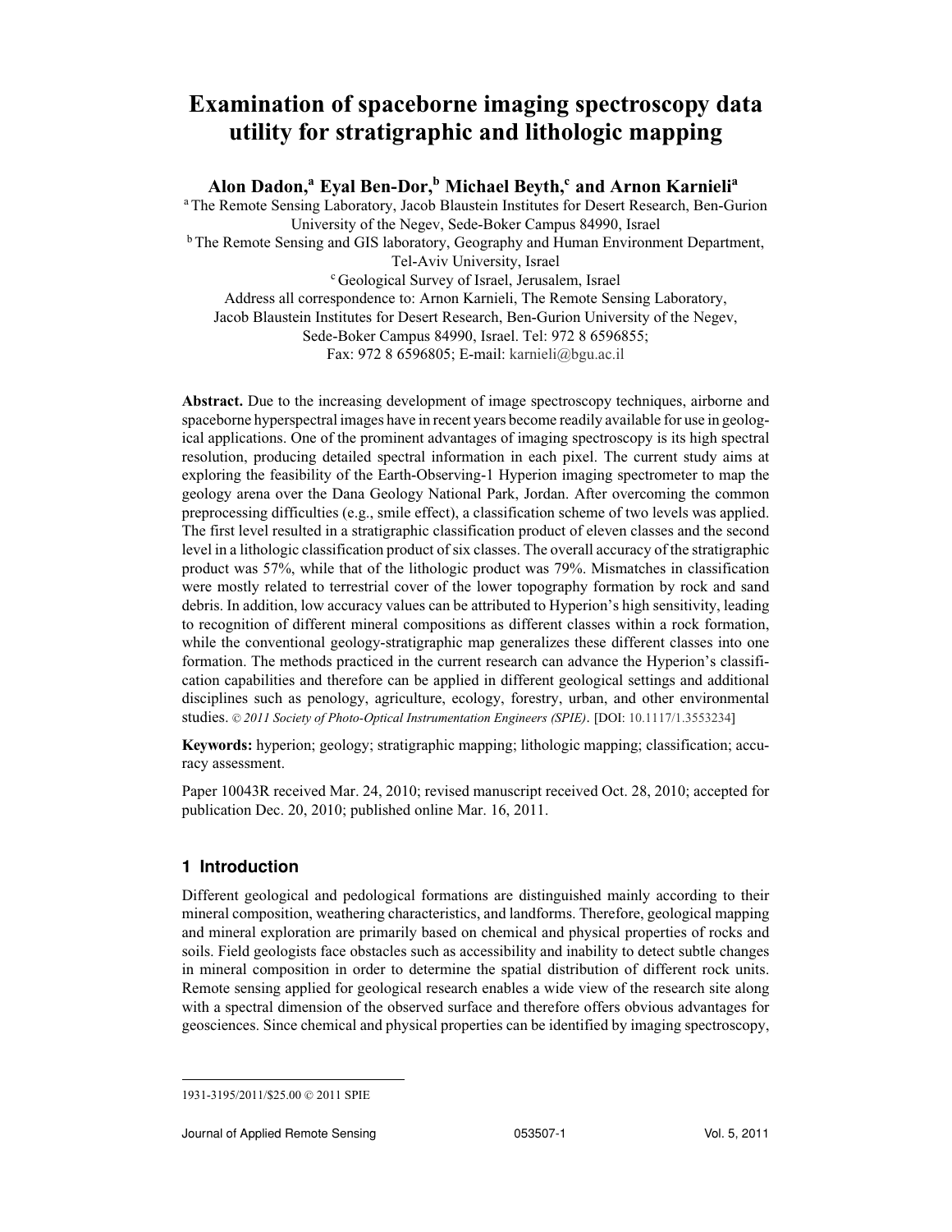# Examination of spaceborne imaging spectroscopy data utility for stratigraphic and lithologic mapping

**Alon Dadon,[a] Eyal Ben-Dor,[b] Michael Beyth,[c] and Arnon Karnieli[a]**

[a] The Remote Sensing Laboratory, Jacob Blaustein Institutes for Desert Research, Ben-Gurion University of the Negev, Sede-Boker Campus 84990, Israel

[b] The Remote Sensing and GIS laboratory, Geography and Human Environment Department, Tel-Aviv University, Israel

[c] Geological Survey of Israel, Jerusalem, Israel

Address all correspondence to: Arnon Karnieli, The Remote Sensing Laboratory, Jacob Blaustein Institutes for Desert Research, Ben-Gurion University of the Negev, Sede-Boker Campus 84990, Israel. Tel: 972 8 6596855; Fax: 972 8 6596805; E-mail: karnieli@bgu.ac.il

**Abstract.** Due to the increasing development of image spectroscopy techniques, airborne and spaceborne hyperspectral images have in recent years become readily available for use in geological applications. One of the prominent advantages of imaging spectroscopy is its high spectral resolution, producing detailed spectral information in each pixel. The current study aims at exploring the feasibility of the Earth-Observing-1 Hyperion imaging spectrometer to map the geology arena over the Dana Geology National Park, Jordan. After overcoming the common preprocessing difficulties (e.g., smile effect), a classification scheme of two levels was applied. The first level resulted in a stratigraphic classification product of eleven classes and the second level in a lithologic classification product of six classes. The overall accuracy of the stratigraphic product was 57%, while that of the lithologic product was 79%. Mismatches in classification were mostly related to terrestrial cover of the lower topography formation by rock and sand debris. In addition, low accuracy values can be attributed to Hyperion's high sensitivity, leading to recognition of different mineral compositions as different classes within a rock formation, while the conventional geology-stratigraphic map generalizes these different classes into one formation. The methods practiced in the current research can advance the Hyperion's classification capabilities and therefore can be applied in different geological settings and additional disciplines such as penology, agriculture, ecology, forestry, urban, and other environmental studies. © *2011 Society of Photo-Optical Instrumentation Engineers (SPIE)*. [DOI: 10.1117/1.3553234]

**Keywords:** hyperion; geology; stratigraphic mapping; lithologic mapping; classification; accuracy assessment.

Paper 10043R received Mar. 24, 2010; revised manuscript received Oct. 28, 2010; accepted for publication Dec. 20, 2010; published online Mar. 16, 2011.

## 1 Introduction

Different geological and pedological formations are distinguished mainly according to their mineral composition, weathering characteristics, and landforms. Therefore, geological mapping and mineral exploration are primarily based on chemical and physical properties of rocks and soils. Field geologists face obstacles such as accessibility and inability to detect subtle changes in mineral composition in order to determine the spatial distribution of different rock units. Remote sensing applied for geological research enables a wide view of the research site along with a spectral dimension of the observed surface and therefore offers obvious advantages for geosciences. Since chemical and physical properties can be identified by imaging spectroscopy,

1931-3195/2011/$25.00 © 2011 SPIE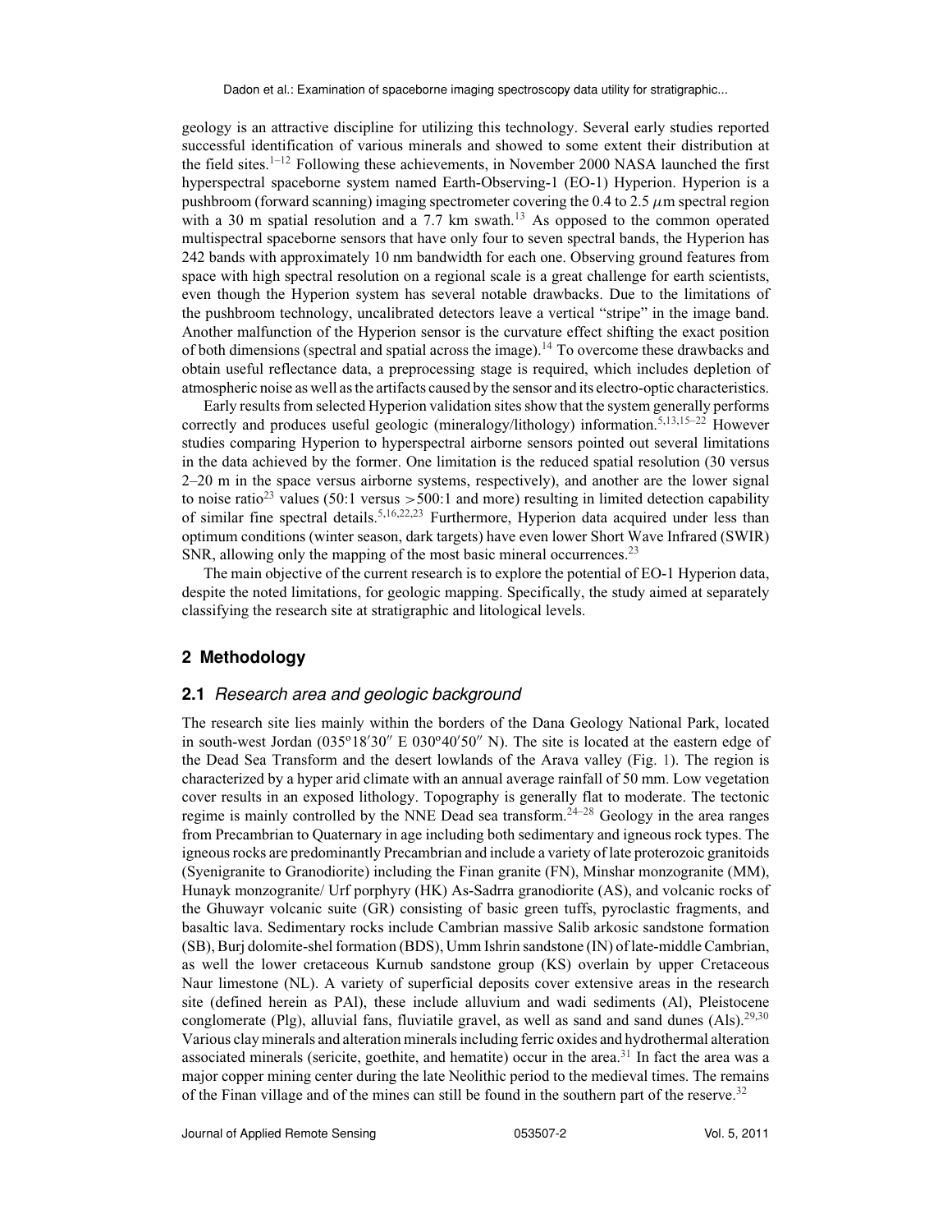geology is an attractive discipline for utilizing this technology. Several early studies reported successful identification of various minerals and showed to some extent their distribution at the field sites.[1–12] Following these achievements, in November 2000 NASA launched the first hyperspectral spaceborne system named Earth-Observing-1 (EO-1) Hyperion. Hyperion is a pushbroom (forward scanning) imaging spectrometer covering the 0.4 to 2.5 $\mu$m spectral region with a 30 m spatial resolution and a 7.7 km swath.[13] As opposed to the common operated multispectral spaceborne sensors that have only four to seven spectral bands, the Hyperion has 242 bands with approximately 10 nm bandwidth for each one. Observing ground features from space with high spectral resolution on a regional scale is a great challenge for earth scientists, even though the Hyperion system has several notable drawbacks. Due to the limitations of the pushbroom technology, uncalibrated detectors leave a vertical "stripe" in the image band. Another malfunction of the Hyperion sensor is the curvature effect shifting the exact position of both dimensions (spectral and spatial across the image).[14] To overcome these drawbacks and obtain useful reflectance data, a preprocessing stage is required, which includes depletion of atmospheric noise as well as the artifacts caused by the sensor and its electro-optic characteristics.

Early results from selected Hyperion validation sites show that the system generally performs correctly and produces useful geologic (mineralogy/lithology) information.[5,13,15–22] However studies comparing Hyperion to hyperspectral airborne sensors pointed out several limitations in the data achieved by the former. One limitation is the reduced spatial resolution (30 versus 2–20 m in the space versus airborne systems, respectively), and another are the lower signal to noise ratio[23] values (50:1 versus >500:1 and more) resulting in limited detection capability of similar fine spectral details.[5,16,22,23] Furthermore, Hyperion data acquired under less than optimum conditions (winter season, dark targets) have even lower Short Wave Infrared (SWIR) SNR, allowing only the mapping of the most basic mineral occurrences.[23]

The main objective of the current research is to explore the potential of EO-1 Hyperion data, despite the noted limitations, for geologic mapping. Specifically, the study aimed at separately classifying the research site at stratigraphic and litological levels.

## 2 Methodology

### 2.1 *Research area and geologic background*

The research site lies mainly within the borders of the Dana Geology National Park, located in south-west Jordan (035º18′30″ E 030º40′50″ N). The site is located at the eastern edge of the Dead Sea Transform and the desert lowlands of the Arava valley (Fig. 1). The region is characterized by a hyper arid climate with an annual average rainfall of 50 mm. Low vegetation cover results in an exposed lithology. Topography is generally flat to moderate. The tectonic regime is mainly controlled by the NNE Dead sea transform.[24–28] Geology in the area ranges from Precambrian to Quaternary in age including both sedimentary and igneous rock types. The igneous rocks are predominantly Precambrian and include a variety of late proterozoic granitoids (Syenigranite to Granodiorite) including the Finan granite (FN), Minshar monzogranite (MM), Hunayk monzogranite/ Urf porphyry (HK) As-Sadrra granodiorite (AS), and volcanic rocks of the Ghuwayr volcanic suite (GR) consisting of basic green tuffs, pyroclastic fragments, and basaltic lava. Sedimentary rocks include Cambrian massive Salib arkosic sandstone formation (SB), Burj dolomite-shel formation (BDS), Umm Ishrin sandstone (IN) of late-middle Cambrian, as well the lower cretaceous Kurnub sandstone group (KS) overlain by upper Cretaceous Naur limestone (NL). A variety of superficial deposits cover extensive areas in the research site (defined herein as PAl), these include alluvium and wadi sediments (Al), Pleistocene conglomerate (Plg), alluvial fans, fluviatile gravel, as well as sand and sand dunes (Als).[29,30] Various clay minerals and alteration minerals including ferric oxides and hydrothermal alteration associated minerals (sericite, goethite, and hematite) occur in the area.[31] In fact the area was a major copper mining center during the late Neolithic period to the medieval times. The remains of the Finan village and of the mines can still be found in the southern part of the reserve.[32]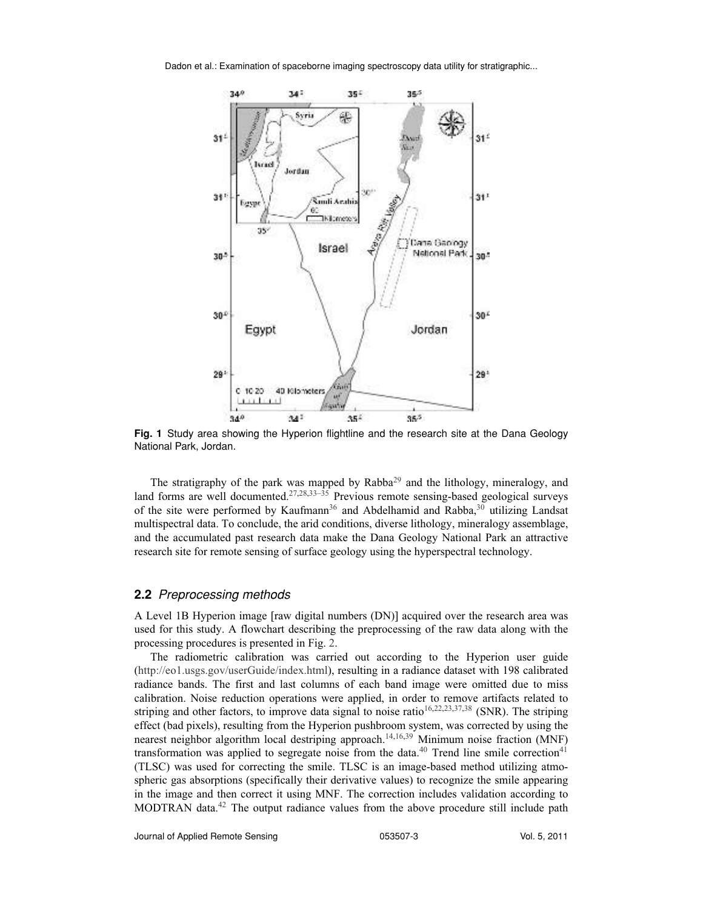**Fig. 1** Study area showing the Hyperion flightline and the research site at the Dana Geology National Park, Jordan.

The stratigraphy of the park was mapped by Rabba[29] and the lithology, mineralogy, and land forms are well documented.[27,28,33–35] Previous remote sensing-based geological surveys of the site were performed by Kaufmann[36] and Abdelhamid and Rabba,[30] utilizing Landsat multispectral data. To conclude, the arid conditions, diverse lithology, mineralogy assemblage, and the accumulated past research data make the Dana Geology National Park an attractive research site for remote sensing of surface geology using the hyperspectral technology.

## 2.2 *Preprocessing methods*

A Level 1B Hyperion image [raw digital numbers (DN)] acquired over the research area was used for this study. A flowchart describing the preprocessing of the raw data along with the processing procedures is presented in Fig. 2.

The radiometric calibration was carried out according to the Hyperion user guide (http://eo1.usgs.gov/userGuide/index.html), resulting in a radiance dataset with 198 calibrated radiance bands. The first and last columns of each band image were omitted due to miss calibration. Noise reduction operations were applied, in order to remove artifacts related to striping and other factors, to improve data signal to noise ratio[16,22,23,37,38] (SNR). The striping effect (bad pixels), resulting from the Hyperion pushbroom system, was corrected by using the nearest neighbor algorithm local destriping approach.[14,16,39] Minimum noise fraction (MNF) transformation was applied to segregate noise from the data.[40] Trend line smile correction[41] (TLSC) was used for correcting the smile. TLSC is an image-based method utilizing atmospheric gas absorptions (specifically their derivative values) to recognize the smile appearing in the image and then correct it using MNF. The correction includes validation according to MODTRAN data.[42] The output radiance values from the above procedure still include path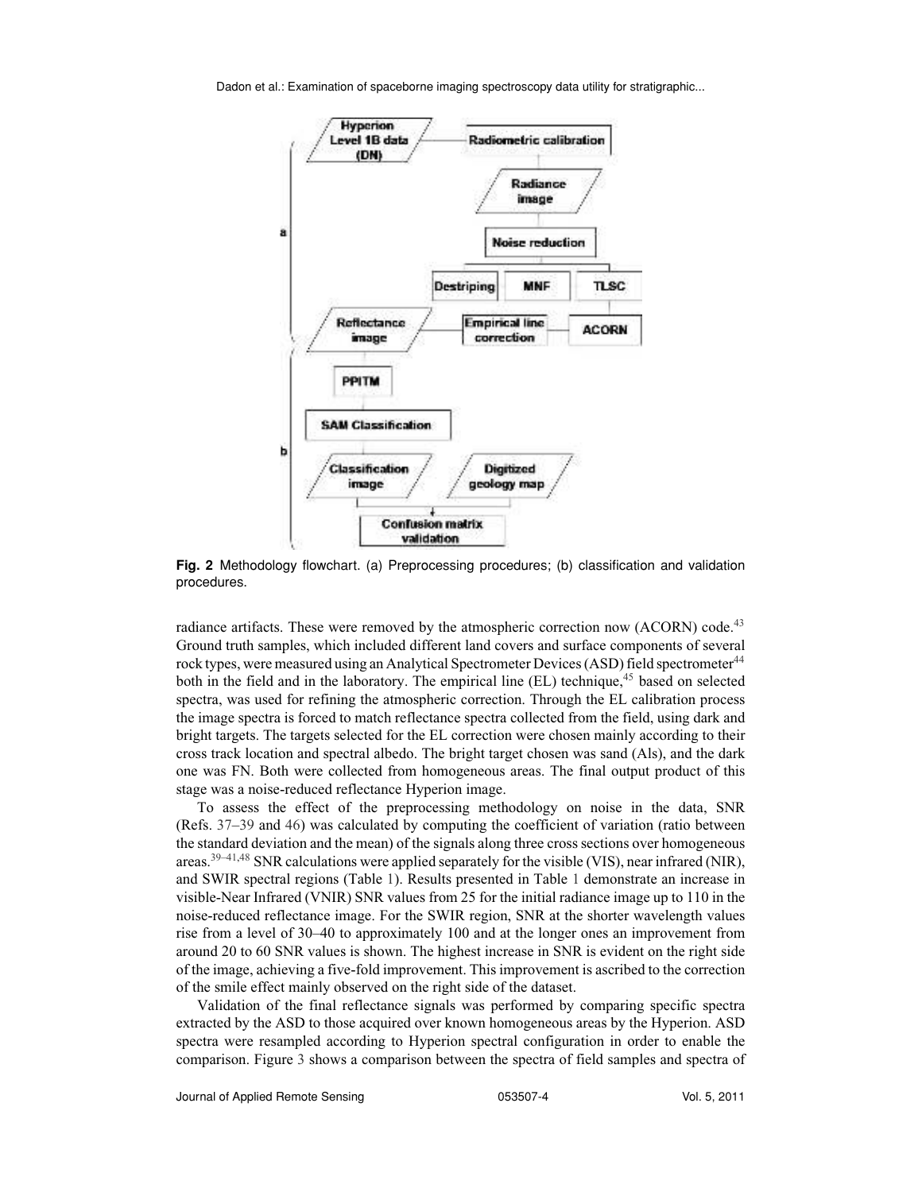**Fig. 2** Methodology flowchart. (a) Preprocessing procedures; (b) classification and validation procedures.

radiance artifacts. These were removed by the atmospheric correction now (ACORN) code.[43] Ground truth samples, which included different land covers and surface components of several rock types, were measured using an Analytical Spectrometer Devices (ASD) field spectrometer[44] both in the field and in the laboratory. The empirical line (EL) technique,[45] based on selected spectra, was used for refining the atmospheric correction. Through the EL calibration process the image spectra is forced to match reflectance spectra collected from the field, using dark and bright targets. The targets selected for the EL correction were chosen mainly according to their cross track location and spectral albedo. The bright target chosen was sand (Als), and the dark one was FN. Both were collected from homogeneous areas. The final output product of this stage was a noise-reduced reflectance Hyperion image.

To assess the effect of the preprocessing methodology on noise in the data, SNR (Refs. 37–39 and 46) was calculated by computing the coefficient of variation (ratio between the standard deviation and the mean) of the signals along three cross sections over homogeneous areas.[39–41,48] SNR calculations were applied separately for the visible (VIS), near infrared (NIR), and SWIR spectral regions (Table 1). Results presented in Table 1 demonstrate an increase in visible-Near Infrared (VNIR) SNR values from 25 for the initial radiance image up to 110 in the noise-reduced reflectance image. For the SWIR region, SNR at the shorter wavelength values rise from a level of 30–40 to approximately 100 and at the longer ones an improvement from around 20 to 60 SNR values is shown. The highest increase in SNR is evident on the right side of the image, achieving a five-fold improvement. This improvement is ascribed to the correction of the smile effect mainly observed on the right side of the dataset.

Validation of the final reflectance signals was performed by comparing specific spectra extracted by the ASD to those acquired over known homogeneous areas by the Hyperion. ASD spectra were resampled according to Hyperion spectral configuration in order to enable the comparison. Figure 3 shows a comparison between the spectra of field samples and spectra of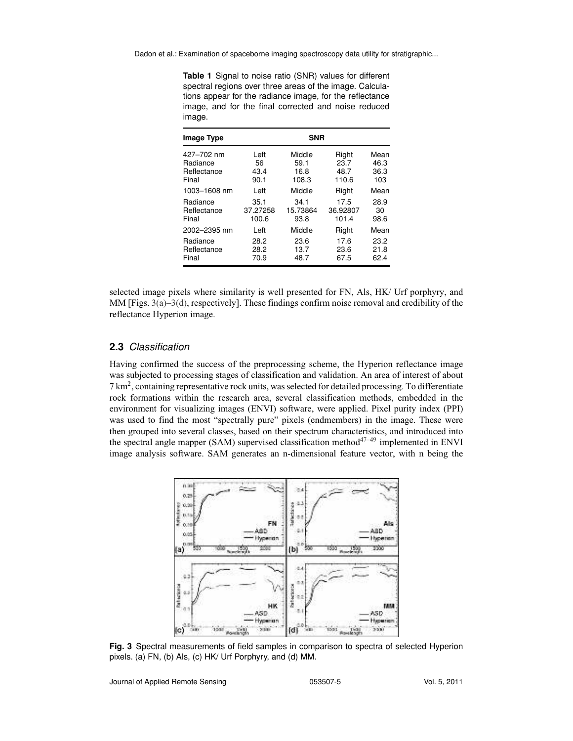**Table 1** Signal to noise ratio (SNR) values for different spectral regions over three areas of the image. Calculations appear for the radiance image, for the reflectance image, and for the final corrected and noise reduced image.

| Image Type | SNR | | | |
|---|---|---|---|---|
| 427–702 nm | Left | Middle | Right | Mean |
| Radiance | 56 | 59.1 | 23.7 | 46.3 |
| Reflectance | 43.4 | 16.8 | 48.7 | 36.3 |
| Final | 90.1 | 108.3 | 110.6 | 103 |
| 1003–1608 nm | Left | Middle | Right | Mean |
| Radiance | 35.1 | 34.1 | 17.5 | 28.9 |
| Reflectance | 37.27258 | 15.73864 | 36.92807 | 30 |
| Final | 100.6 | 93.8 | 101.4 | 98.6 |
| 2002–2395 nm | Left | Middle | Right | Mean |
| Radiance | 28.2 | 23.6 | 17.6 | 23.2 |
| Reflectance | 28.2 | 13.7 | 23.6 | 21.8 |
| Final | 70.9 | 48.7 | 67.5 | 62.4 |

selected image pixels where similarity is well presented for FN, Als, HK/ Urf porphyry, and MM [Figs. 3(a)–3(d), respectively]. These findings confirm noise removal and credibility of the reflectance Hyperion image.

## 2.3 *Classification*

Having confirmed the success of the preprocessing scheme, the Hyperion reflectance image was subjected to processing stages of classification and validation. An area of interest of about 7 km$^2$, containing representative rock units, was selected for detailed processing. To differentiate rock formations within the research area, several classification methods, embedded in the environment for visualizing images (ENVI) software, were applied. Pixel purity index (PPI) was used to find the most "spectrally pure" pixels (endmembers) in the image. These were then grouped into several classes, based on their spectrum characteristics, and introduced into the spectral angle mapper (SAM) supervised classification method[47–49] implemented in ENVI image analysis software. SAM generates an n-dimensional feature vector, with n being the

**Fig. 3** Spectral measurements of field samples in comparison to spectra of selected Hyperion pixels. (a) FN, (b) Als, (c) HK/ Urf Porphyry, and (d) MM.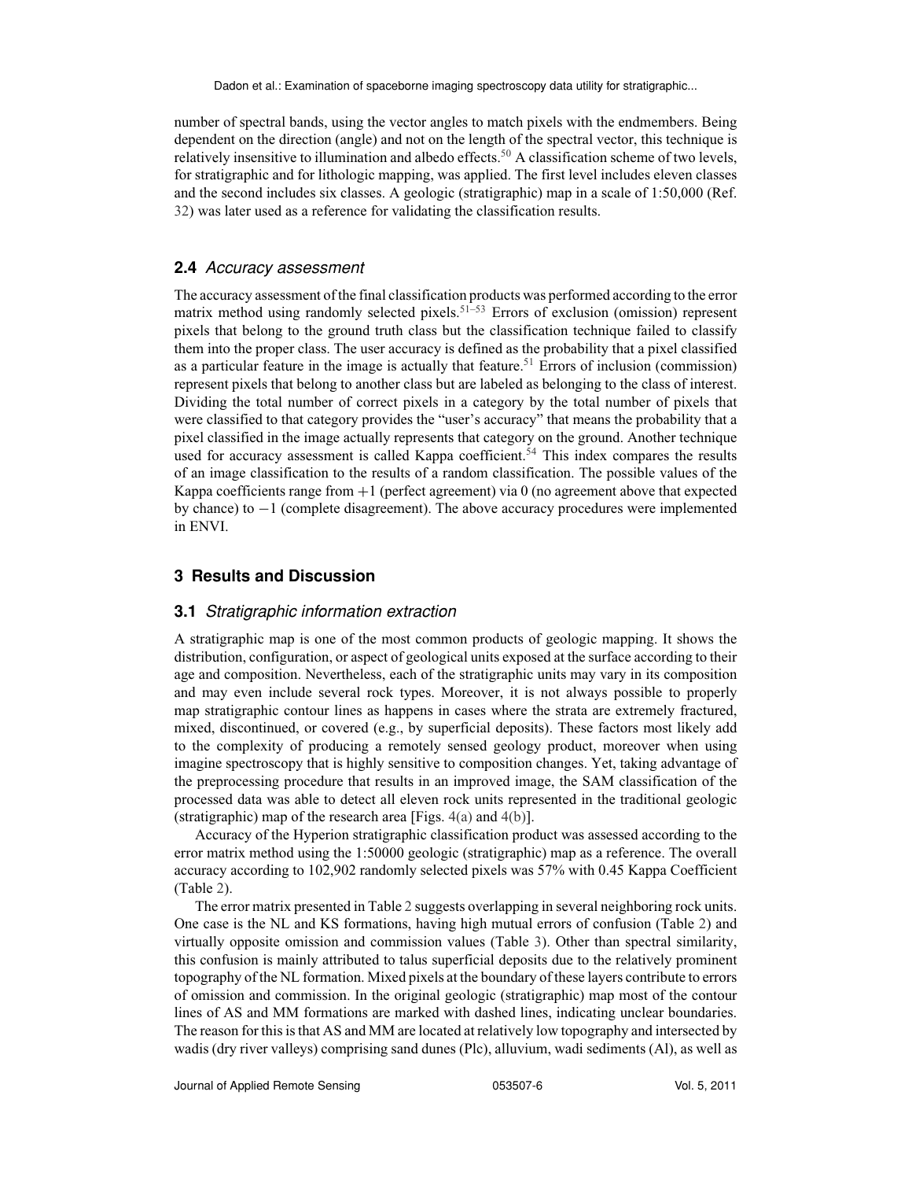number of spectral bands, using the vector angles to match pixels with the endmembers. Being dependent on the direction (angle) and not on the length of the spectral vector, this technique is relatively insensitive to illumination and albedo effects.[50] A classification scheme of two levels, for stratigraphic and for lithologic mapping, was applied. The first level includes eleven classes and the second includes six classes. A geologic (stratigraphic) map in a scale of 1:50,000 (Ref. 32) was later used as a reference for validating the classification results.

### 2.4 *Accuracy assessment*

The accuracy assessment of the final classification products was performed according to the error matrix method using randomly selected pixels.[51–53] Errors of exclusion (omission) represent pixels that belong to the ground truth class but the classification technique failed to classify them into the proper class. The user accuracy is defined as the probability that a pixel classified as a particular feature in the image is actually that feature.[51] Errors of inclusion (commission) represent pixels that belong to another class but are labeled as belonging to the class of interest. Dividing the total number of correct pixels in a category by the total number of pixels that were classified to that category provides the "user's accuracy" that means the probability that a pixel classified in the image actually represents that category on the ground. Another technique used for accuracy assessment is called Kappa coefficient.[54] This index compares the results of an image classification to the results of a random classification. The possible values of the Kappa coefficients range from +1 (perfect agreement) via 0 (no agreement above that expected by chance) to −1 (complete disagreement). The above accuracy procedures were implemented in ENVI.

## 3 Results and Discussion

### 3.1 *Stratigraphic information extraction*

A stratigraphic map is one of the most common products of geologic mapping. It shows the distribution, configuration, or aspect of geological units exposed at the surface according to their age and composition. Nevertheless, each of the stratigraphic units may vary in its composition and may even include several rock types. Moreover, it is not always possible to properly map stratigraphic contour lines as happens in cases where the strata are extremely fractured, mixed, discontinued, or covered (e.g., by superficial deposits). These factors most likely add to the complexity of producing a remotely sensed geology product, moreover when using imagine spectroscopy that is highly sensitive to composition changes. Yet, taking advantage of the preprocessing procedure that results in an improved image, the SAM classification of the processed data was able to detect all eleven rock units represented in the traditional geologic (stratigraphic) map of the research area [Figs. 4(a) and 4(b)].

Accuracy of the Hyperion stratigraphic classification product was assessed according to the error matrix method using the 1:50000 geologic (stratigraphic) map as a reference. The overall accuracy according to 102,902 randomly selected pixels was 57% with 0.45 Kappa Coefficient (Table 2).

The error matrix presented in Table 2 suggests overlapping in several neighboring rock units. One case is the NL and KS formations, having high mutual errors of confusion (Table 2) and virtually opposite omission and commission values (Table 3). Other than spectral similarity, this confusion is mainly attributed to talus superficial deposits due to the relatively prominent topography of the NL formation. Mixed pixels at the boundary of these layers contribute to errors of omission and commission. In the original geologic (stratigraphic) map most of the contour lines of AS and MM formations are marked with dashed lines, indicating unclear boundaries. The reason for this is that AS and MM are located at relatively low topography and intersected by wadis (dry river valleys) comprising sand dunes (Plc), alluvium, wadi sediments (Al), as well as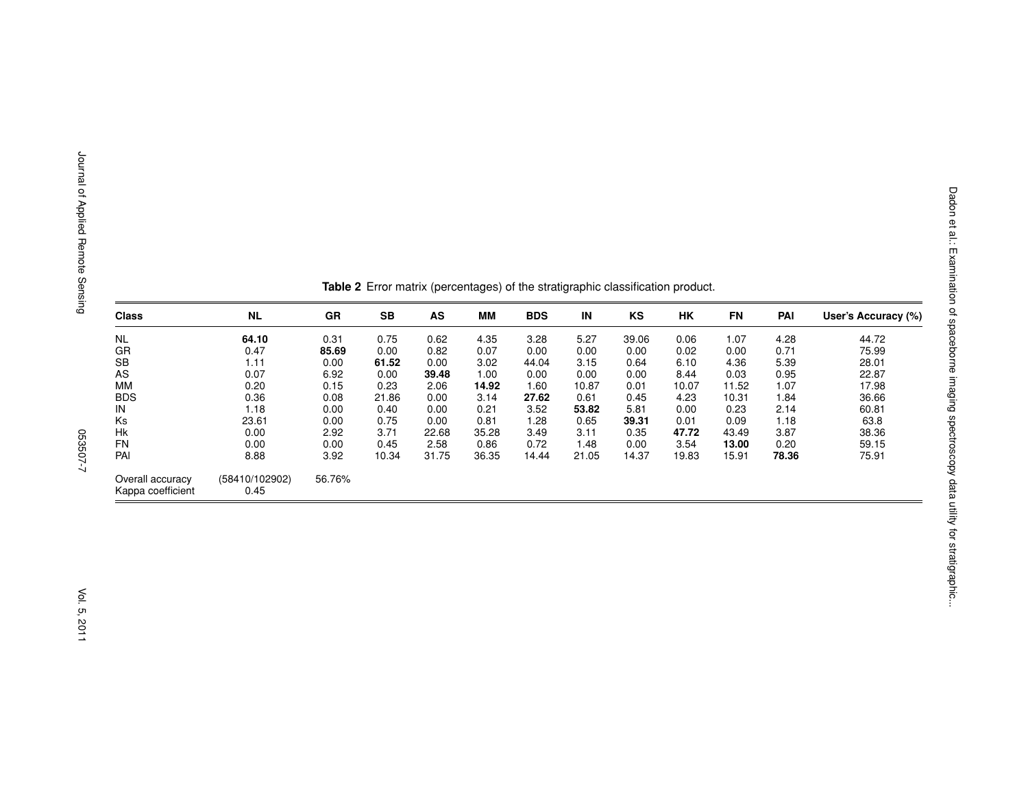**Table 2** Error matrix (percentages) of the stratigraphic classification product.

| Class | NL | GR | SB | AS | MM | BDS | IN | KS | HK | FN | PAI | User's Accuracy (%) |
|---|---|---|---|---|---|---|---|---|---|---|---|---|
| NL | **64.10** | 0.31 | 0.75 | 0.62 | 4.35 | 3.28 | 5.27 | 39.06 | 0.06 | 1.07 | 4.28 | 44.72 |
| GR | 0.47 | **85.69** | 0.00 | 0.82 | 0.07 | 0.00 | 0.00 | 0.00 | 0.02 | 0.00 | 0.71 | 75.99 |
| SB | 1.11 | 0.00 | **61.52** | 0.00 | 3.02 | 44.04 | 3.15 | 0.64 | 6.10 | 4.36 | 5.39 | 28.01 |
| AS | 0.07 | 6.92 | 0.00 | **39.48** | 1.00 | 0.00 | 0.00 | 0.00 | 8.44 | 0.03 | 0.95 | 22.87 |
| MM | 0.20 | 0.15 | 0.23 | 2.06 | **14.92** | 1.60 | 10.87 | 0.01 | 10.07 | 11.52 | 1.07 | 17.98 |
| BDS | 0.36 | 0.08 | 21.86 | 0.00 | 3.14 | **27.62** | 0.61 | 0.45 | 4.23 | 10.31 | 1.84 | 36.66 |
| IN | 1.18 | 0.00 | 0.40 | 0.00 | 0.21 | 3.52 | **53.82** | 5.81 | 0.00 | 0.23 | 2.14 | 60.81 |
| Ks | 23.61 | 0.00 | 0.75 | 0.00 | 0.81 | 1.28 | 0.65 | **39.31** | 0.01 | 0.09 | 1.18 | 63.8 |
| Hk | 0.00 | 2.92 | 3.71 | 22.68 | 35.28 | 3.49 | 3.11 | 0.35 | **47.72** | 43.49 | 3.87 | 38.36 |
| FN | 0.00 | 0.00 | 0.45 | 2.58 | 0.86 | 0.72 | 1.48 | 0.00 | 3.54 | **13.00** | 0.20 | 59.15 |
| PAI | 8.88 | 3.92 | 10.34 | 31.75 | 36.35 | 14.44 | 21.05 | 14.37 | 19.83 | 15.91 | **78.36** | 75.91 |
| Overall accuracy | (58410/102902) | 56.76% | | | | | | | | | | |
| Kappa coefficient | 0.45 | | | | | | | | | | | |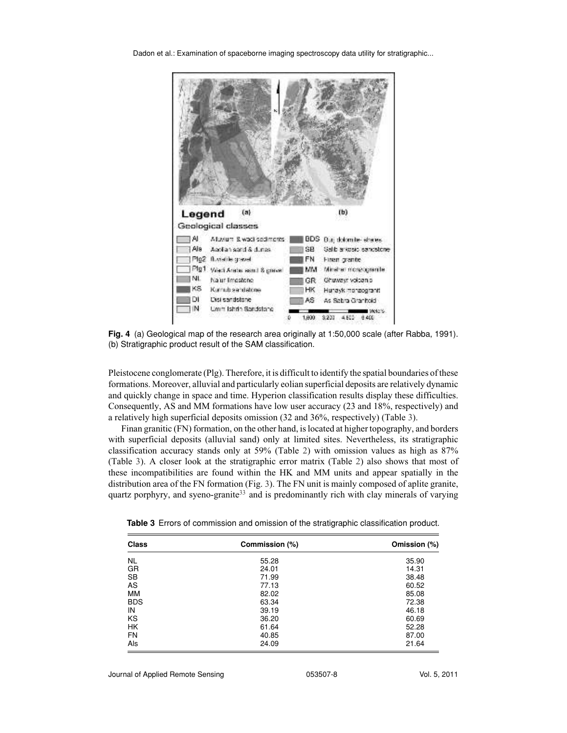**Fig. 4** (a) Geological map of the research area originally at 1:50,000 scale (after Rabba, 1991). (b) Stratigraphic product result of the SAM classification.

Pleistocene conglomerate (Plg). Therefore, it is difficult to identify the spatial boundaries of these formations. Moreover, alluvial and particularly eolian superficial deposits are relatively dynamic and quickly change in space and time. Hyperion classification results display these difficulties. Consequently, AS and MM formations have low user accuracy (23 and 18%, respectively) and a relatively high superficial deposits omission (32 and 36%, respectively) (Table 3).

Finan granitic (FN) formation, on the other hand, is located at higher topography, and borders with superficial deposits (alluvial sand) only at limited sites. Nevertheless, its stratigraphic classification accuracy stands only at 59% (Table 2) with omission values as high as 87% (Table 3). A closer look at the stratigraphic error matrix (Table 2) also shows that most of these incompatibilities are found within the HK and MM units and appear spatially in the distribution area of the FN formation (Fig. 3). The FN unit is mainly composed of aplite granite, quartz porphyry, and syeno-granite[33] and is predominantly rich with clay minerals of varying

**Table 3** Errors of commission and omission of the stratigraphic classification product.

| Class | Commission (%) | Omission (%) |
|---|---|---|
| NL | 55.28 | 35.90 |
| GR | 24.01 | 14.31 |
| SB | 71.99 | 38.48 |
| AS | 77.13 | 60.52 |
| MM | 82.02 | 85.08 |
| BDS | 63.34 | 72.38 |
| IN | 39.19 | 46.18 |
| KS | 36.20 | 60.69 |
| HK | 61.64 | 52.28 |
| FN | 40.85 | 87.00 |
| Als | 24.09 | 21.64 |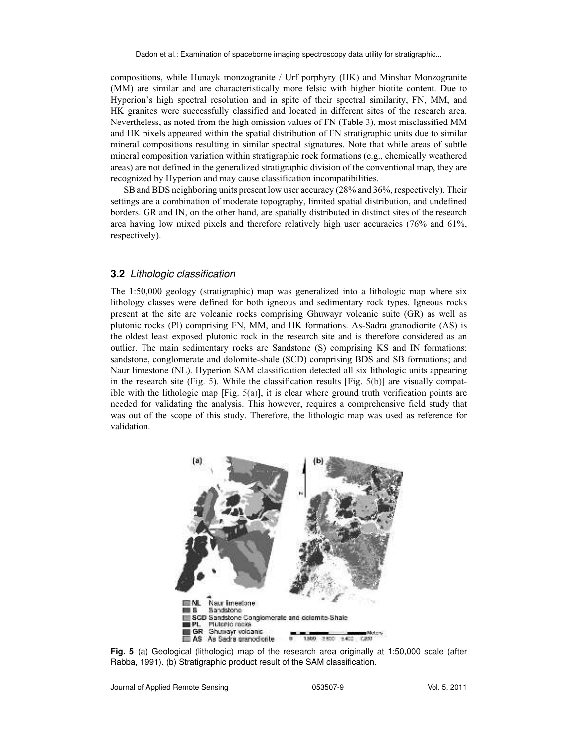compositions, while Hunayk monzogranite / Urf porphyry (HK) and Minshar Monzogranite (MM) are similar and are characteristically more felsic with higher biotite content. Due to Hyperion's high spectral resolution and in spite of their spectral similarity, FN, MM, and HK granites were successfully classified and located in different sites of the research area. Nevertheless, as noted from the high omission values of FN (Table 3), most misclassified MM and HK pixels appeared within the spatial distribution of FN stratigraphic units due to similar mineral compositions resulting in similar spectral signatures. Note that while areas of subtle mineral composition variation within stratigraphic rock formations (e.g., chemically weathered areas) are not defined in the generalized stratigraphic division of the conventional map, they are recognized by Hyperion and may cause classification incompatibilities.

SB and BDS neighboring units present low user accuracy (28% and 36%, respectively). Their settings are a combination of moderate topography, limited spatial distribution, and undefined borders. GR and IN, on the other hand, are spatially distributed in distinct sites of the research area having low mixed pixels and therefore relatively high user accuracies (76% and 61%, respectively).

### 3.2 *Lithologic classification*

The 1:50,000 geology (stratigraphic) map was generalized into a lithologic map where six lithology classes were defined for both igneous and sedimentary rock types. Igneous rocks present at the site are volcanic rocks comprising Ghuwayr volcanic suite (GR) as well as plutonic rocks (Pl) comprising FN, MM, and HK formations. As-Sadra granodiorite (AS) is the oldest least exposed plutonic rock in the research site and is therefore considered as an outlier. The main sedimentary rocks are Sandstone (S) comprising KS and IN formations; sandstone, conglomerate and dolomite-shale (SCD) comprising BDS and SB formations; and Naur limestone (NL). Hyperion SAM classification detected all six lithologic units appearing in the research site (Fig. 5). While the classification results [Fig. 5(b)] are visually compatible with the lithologic map [Fig. 5(a)], it is clear where ground truth verification points are needed for validating the analysis. This however, requires a comprehensive field study that was out of the scope of this study. Therefore, the lithologic map was used as reference for validation.

**Fig. 5** (a) Geological (lithologic) map of the research area originally at 1:50,000 scale (after Rabba, 1991). (b) Stratigraphic product result of the SAM classification.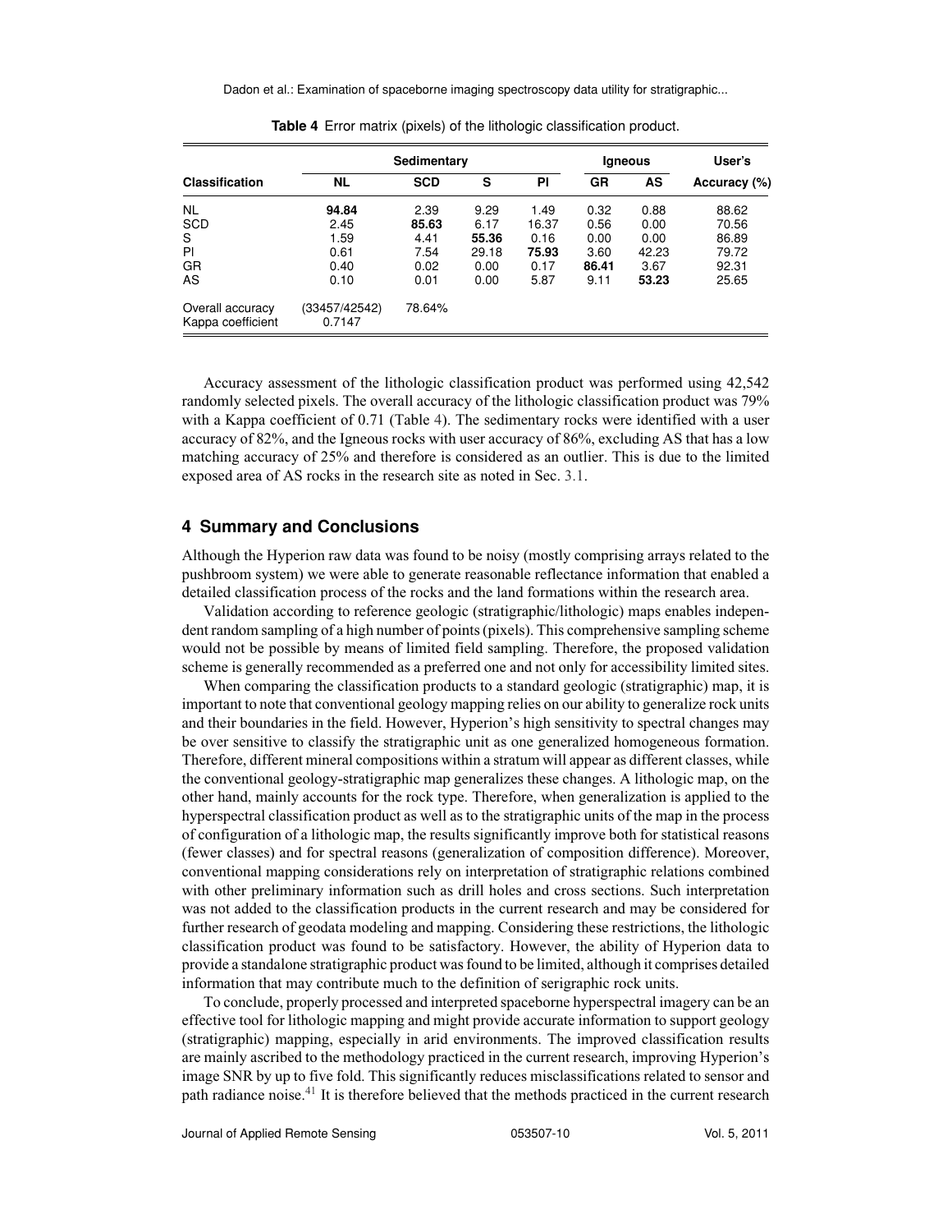**Table 4** Error matrix (pixels) of the lithologic classification product.

| Classification | Sedimentary | | | | Igneous | | User's |
|---|---|---|---|---|---|---|---|
| | NL | SCD | S | PI | GR | AS | Accuracy (%) |
| NL | **94.84** | 2.39 | 9.29 | 1.49 | 0.32 | 0.88 | 88.62 |
| SCD | 2.45 | **85.63** | 6.17 | 16.37 | 0.56 | 0.00 | 70.56 |
| S | 1.59 | 4.41 | **55.36** | 0.16 | 0.00 | 0.00 | 86.89 |
| PI | 0.61 | 7.54 | 29.18 | **75.93** | 3.60 | 42.23 | 79.72 |
| GR | 0.40 | 0.02 | 0.00 | 0.17 | **86.41** | 3.67 | 92.31 |
| AS | 0.10 | 0.01 | 0.00 | 5.87 | 9.11 | **53.23** | 25.65 |
| Overall accuracy | (33457/42542) | 78.64% | | | | | |
| Kappa coefficient | 0.7147 | | | | | | |

Accuracy assessment of the lithologic classification product was performed using 42,542 randomly selected pixels. The overall accuracy of the lithologic classification product was 79% with a Kappa coefficient of 0.71 (Table 4). The sedimentary rocks were identified with a user accuracy of 82%, and the Igneous rocks with user accuracy of 86%, excluding AS that has a low matching accuracy of 25% and therefore is considered as an outlier. This is due to the limited exposed area of AS rocks in the research site as noted in Sec. 3.1.

## 4 Summary and Conclusions

Although the Hyperion raw data was found to be noisy (mostly comprising arrays related to the pushbroom system) we were able to generate reasonable reflectance information that enabled a detailed classification process of the rocks and the land formations within the research area.

Validation according to reference geologic (stratigraphic/lithologic) maps enables independent random sampling of a high number of points (pixels). This comprehensive sampling scheme would not be possible by means of limited field sampling. Therefore, the proposed validation scheme is generally recommended as a preferred one and not only for accessibility limited sites.

When comparing the classification products to a standard geologic (stratigraphic) map, it is important to note that conventional geology mapping relies on our ability to generalize rock units and their boundaries in the field. However, Hyperion's high sensitivity to spectral changes may be over sensitive to classify the stratigraphic unit as one generalized homogeneous formation. Therefore, different mineral compositions within a stratum will appear as different classes, while the conventional geology-stratigraphic map generalizes these changes. A lithologic map, on the other hand, mainly accounts for the rock type. Therefore, when generalization is applied to the hyperspectral classification product as well as to the stratigraphic units of the map in the process of configuration of a lithologic map, the results significantly improve both for statistical reasons (fewer classes) and for spectral reasons (generalization of composition difference). Moreover, conventional mapping considerations rely on interpretation of stratigraphic relations combined with other preliminary information such as drill holes and cross sections. Such interpretation was not added to the classification products in the current research and may be considered for further research of geodata modeling and mapping. Considering these restrictions, the lithologic classification product was found to be satisfactory. However, the ability of Hyperion data to provide a standalone stratigraphic product was found to be limited, although it comprises detailed information that may contribute much to the definition of serigraphic rock units.

To conclude, properly processed and interpreted spaceborne hyperspectral imagery can be an effective tool for lithologic mapping and might provide accurate information to support geology (stratigraphic) mapping, especially in arid environments. The improved classification results are mainly ascribed to the methodology practiced in the current research, improving Hyperion's image SNR by up to five fold. This significantly reduces misclassifications related to sensor and path radiance noise.[41] It is therefore believed that the methods practiced in the current research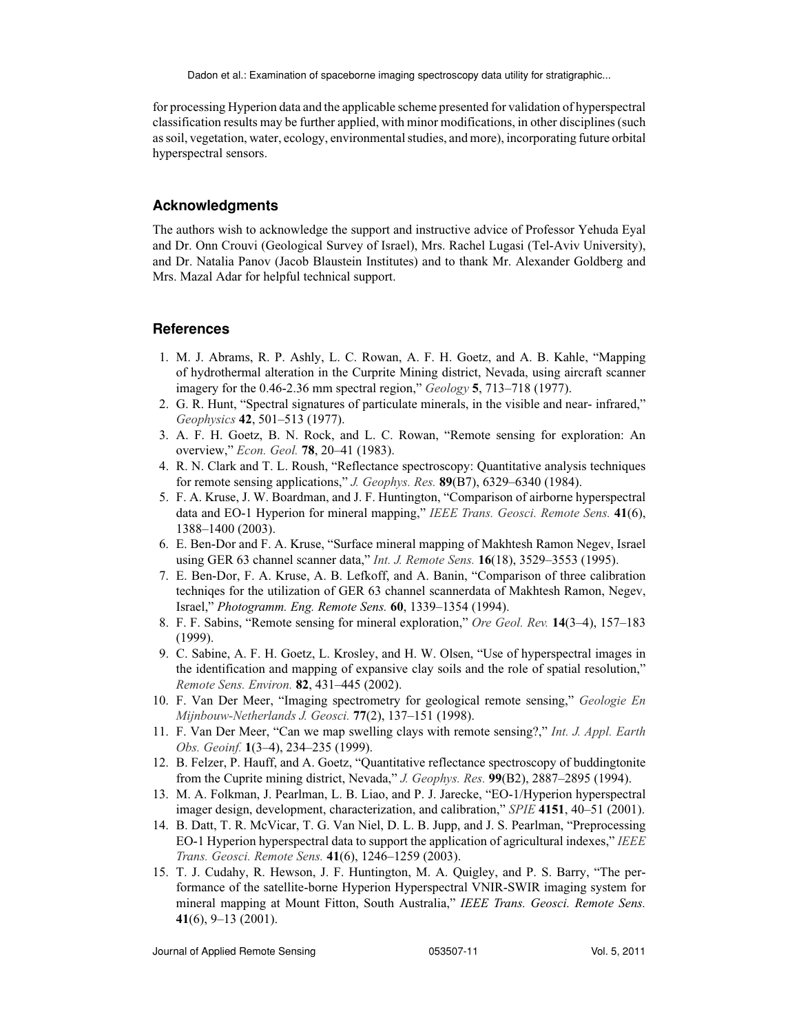for processing Hyperion data and the applicable scheme presented for validation of hyperspectral classification results may be further applied, with minor modifications, in other disciplines (such as soil, vegetation, water, ecology, environmental studies, and more), incorporating future orbital hyperspectral sensors.

## Acknowledgments

The authors wish to acknowledge the support and instructive advice of Professor Yehuda Eyal and Dr. Onn Crouvi (Geological Survey of Israel), Mrs. Rachel Lugasi (Tel-Aviv University), and Dr. Natalia Panov (Jacob Blaustein Institutes) and to thank Mr. Alexander Goldberg and Mrs. Mazal Adar for helpful technical support.

## References

1. M. J. Abrams, R. P. Ashly, L. C. Rowan, A. F. H. Goetz, and A. B. Kahle, "Mapping of hydrothermal alteration in the Curprite Mining district, Nevada, using aircraft scanner imagery for the 0.46-2.36 mm spectral region," *Geology* **5**, 713–718 (1977).
2. G. R. Hunt, "Spectral signatures of particulate minerals, in the visible and near- infrared," *Geophysics* **42**, 501–513 (1977).
3. A. F. H. Goetz, B. N. Rock, and L. C. Rowan, "Remote sensing for exploration: An overview," *Econ. Geol.* **78**, 20–41 (1983).
4. R. N. Clark and T. L. Roush, "Reflectance spectroscopy: Quantitative analysis techniques for remote sensing applications," *J. Geophys. Res.* **89**(B7), 6329–6340 (1984).
5. F. A. Kruse, J. W. Boardman, and J. F. Huntington, "Comparison of airborne hyperspectral data and EO-1 Hyperion for mineral mapping," *IEEE Trans. Geosci. Remote Sens.* **41**(6), 1388–1400 (2003).
6. E. Ben-Dor and F. A. Kruse, "Surface mineral mapping of Makhtesh Ramon Negev, Israel using GER 63 channel scanner data," *Int. J. Remote Sens.* **16**(18), 3529–3553 (1995).
7. E. Ben-Dor, F. A. Kruse, A. B. Lefkoff, and A. Banin, "Comparison of three calibration techniqes for the utilization of GER 63 channel scannerdata of Makhtesh Ramon, Negev, Israel," *Photogramm. Eng. Remote Sens.* **60**, 1339–1354 (1994).
8. F. F. Sabins, "Remote sensing for mineral exploration," *Ore Geol. Rev.* **14**(3–4), 157–183 (1999).
9. C. Sabine, A. F. H. Goetz, L. Krosley, and H. W. Olsen, "Use of hyperspectral images in the identification and mapping of expansive clay soils and the role of spatial resolution," *Remote Sens. Environ.* **82**, 431–445 (2002).
10. F. Van Der Meer, "Imaging spectrometry for geological remote sensing," *Geologie En Mijnbouw-Netherlands J. Geosci.* **77**(2), 137–151 (1998).
11. F. Van Der Meer, "Can we map swelling clays with remote sensing?," *Int. J. Appl. Earth Obs. Geoinf.* **1**(3–4), 234–235 (1999).
12. B. Felzer, P. Hauff, and A. Goetz, "Quantitative reflectance spectroscopy of buddingtonite from the Cuprite mining district, Nevada," *J. Geophys. Res.* **99**(B2), 2887–2895 (1994).
13. M. A. Folkman, J. Pearlman, L. B. Liao, and P. J. Jarecke, "EO-1/Hyperion hyperspectral imager design, development, characterization, and calibration," *SPIE* **4151**, 40–51 (2001).
14. B. Datt, T. R. McVicar, T. G. Van Niel, D. L. B. Jupp, and J. S. Pearlman, "Preprocessing EO-1 Hyperion hyperspectral data to support the application of agricultural indexes," *IEEE Trans. Geosci. Remote Sens.* **41**(6), 1246–1259 (2003).
15. T. J. Cudahy, R. Hewson, J. F. Huntington, M. A. Quigley, and P. S. Barry, "The performance of the satellite-borne Hyperion Hyperspectral VNIR-SWIR imaging system for mineral mapping at Mount Fitton, South Australia," *IEEE Trans. Geosci. Remote Sens.* **41**(6), 9–13 (2001).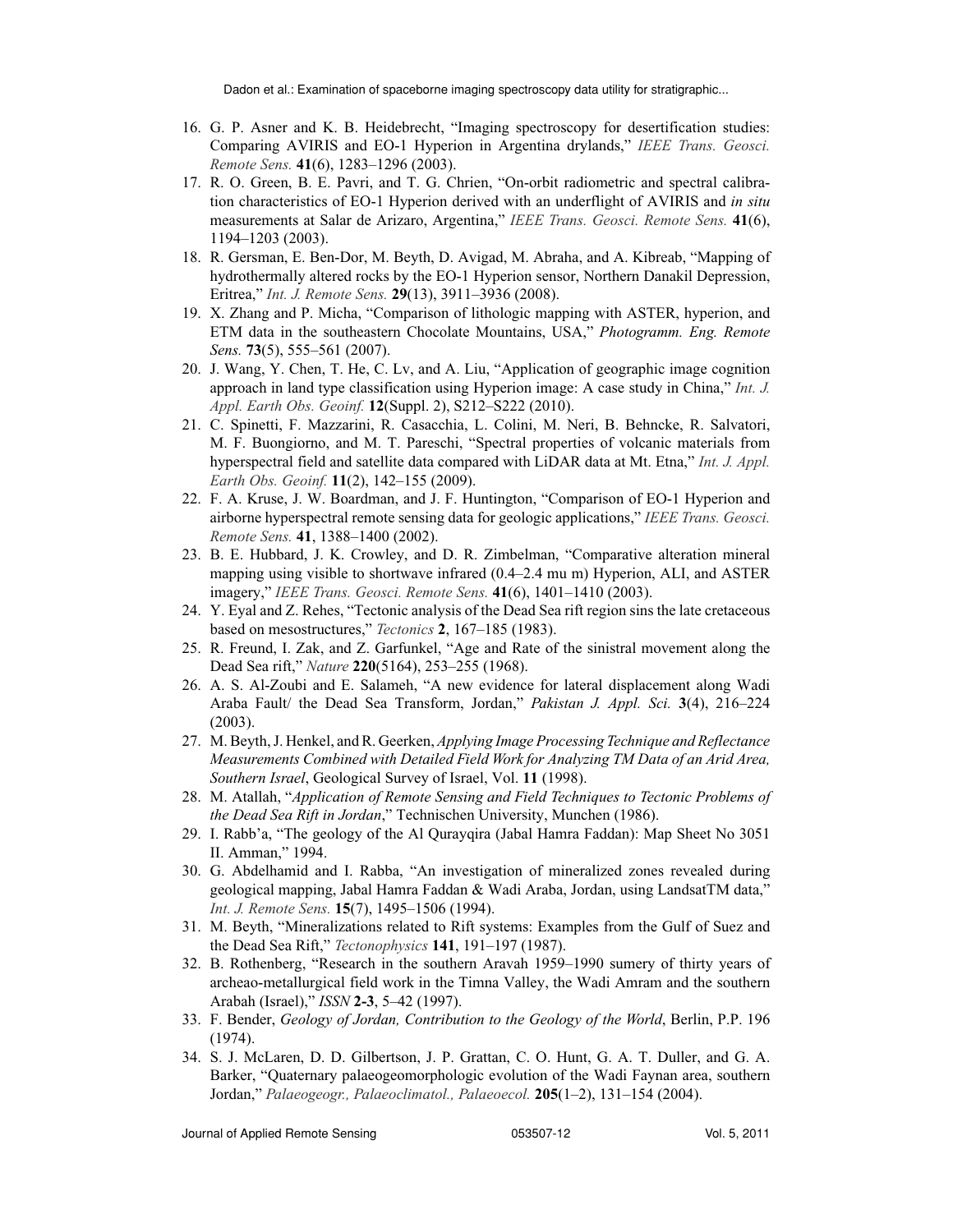16. G. P. Asner and K. B. Heidebrecht, "Imaging spectroscopy for desertification studies: Comparing AVIRIS and EO-1 Hyperion in Argentina drylands," *IEEE Trans. Geosci. Remote Sens.* **41**(6), 1283–1296 (2003).
17. R. O. Green, B. E. Pavri, and T. G. Chrien, "On-orbit radiometric and spectral calibration characteristics of EO-1 Hyperion derived with an underflight of AVIRIS and *in situ* measurements at Salar de Arizaro, Argentina," *IEEE Trans. Geosci. Remote Sens.* **41**(6), 1194–1203 (2003).
18. R. Gersman, E. Ben-Dor, M. Beyth, D. Avigad, M. Abraha, and A. Kibreab, "Mapping of hydrothermally altered rocks by the EO-1 Hyperion sensor, Northern Danakil Depression, Eritrea," *Int. J. Remote Sens.* **29**(13), 3911–3936 (2008).
19. X. Zhang and P. Micha, "Comparison of lithologic mapping with ASTER, hyperion, and ETM data in the southeastern Chocolate Mountains, USA," *Photogramm. Eng. Remote Sens.* **73**(5), 555–561 (2007).
20. J. Wang, Y. Chen, T. He, C. Lv, and A. Liu, "Application of geographic image cognition approach in land type classification using Hyperion image: A case study in China," *Int. J. Appl. Earth Obs. Geoinf.* **12**(Suppl. 2), S212–S222 (2010).
21. C. Spinetti, F. Mazzarini, R. Casacchia, L. Colini, M. Neri, B. Behncke, R. Salvatori, M. F. Buongiorno, and M. T. Pareschi, "Spectral properties of volcanic materials from hyperspectral field and satellite data compared with LiDAR data at Mt. Etna," *Int. J. Appl. Earth Obs. Geoinf.* **11**(2), 142–155 (2009).
22. F. A. Kruse, J. W. Boardman, and J. F. Huntington, "Comparison of EO-1 Hyperion and airborne hyperspectral remote sensing data for geologic applications," *IEEE Trans. Geosci. Remote Sens.* **41**, 1388–1400 (2002).
23. B. E. Hubbard, J. K. Crowley, and D. R. Zimbelman, "Comparative alteration mineral mapping using visible to shortwave infrared (0.4–2.4 mu m) Hyperion, ALI, and ASTER imagery," *IEEE Trans. Geosci. Remote Sens.* **41**(6), 1401–1410 (2003).
24. Y. Eyal and Z. Rehes, "Tectonic analysis of the Dead Sea rift region sins the late cretaceous based on mesostructures," *Tectonics* **2**, 167–185 (1983).
25. R. Freund, I. Zak, and Z. Garfunkel, "Age and Rate of the sinistral movement along the Dead Sea rift," *Nature* **220**(5164), 253–255 (1968).
26. A. S. Al-Zoubi and E. Salameh, "A new evidence for lateral displacement along Wadi Araba Fault/ the Dead Sea Transform, Jordan," *Pakistan J. Appl. Sci.* **3**(4), 216–224 (2003).
27. M. Beyth, J. Henkel, and R. Geerken, *Applying Image Processing Technique and Reflectance Measurements Combined with Detailed Field Work for Analyzing TM Data of an Arid Area, Southern Israel*, Geological Survey of Israel, Vol. **11** (1998).
28. M. Atallah, "*Application of Remote Sensing and Field Techniques to Tectonic Problems of the Dead Sea Rift in Jordan*," Technischen University, Munchen (1986).
29. I. Rabb'a, "The geology of the Al Qurayqira (Jabal Hamra Faddan): Map Sheet No 3051 II. Amman," 1994.
30. G. Abdelhamid and I. Rabba, "An investigation of mineralized zones revealed during geological mapping, Jabal Hamra Faddan & Wadi Araba, Jordan, using LandsatTM data," *Int. J. Remote Sens.* **15**(7), 1495–1506 (1994).
31. M. Beyth, "Mineralizations related to Rift systems: Examples from the Gulf of Suez and the Dead Sea Rift," *Tectonophysics* **141**, 191–197 (1987).
32. B. Rothenberg, "Research in the southern Aravah 1959–1990 sumery of thirty years of archeao-metallurgical field work in the Timna Valley, the Wadi Amram and the southern Arabah (Israel)," *ISSN* **2-3**, 5–42 (1997).
33. F. Bender, *Geology of Jordan, Contribution to the Geology of the World*, Berlin, P.P. 196 (1974).
34. S. J. McLaren, D. D. Gilbertson, J. P. Grattan, C. O. Hunt, G. A. T. Duller, and G. A. Barker, "Quaternary palaeogeomorphologic evolution of the Wadi Faynan area, southern Jordan," *Palaeogeogr., Palaeoclimatol., Palaeoecol.* **205**(1–2), 131–154 (2004).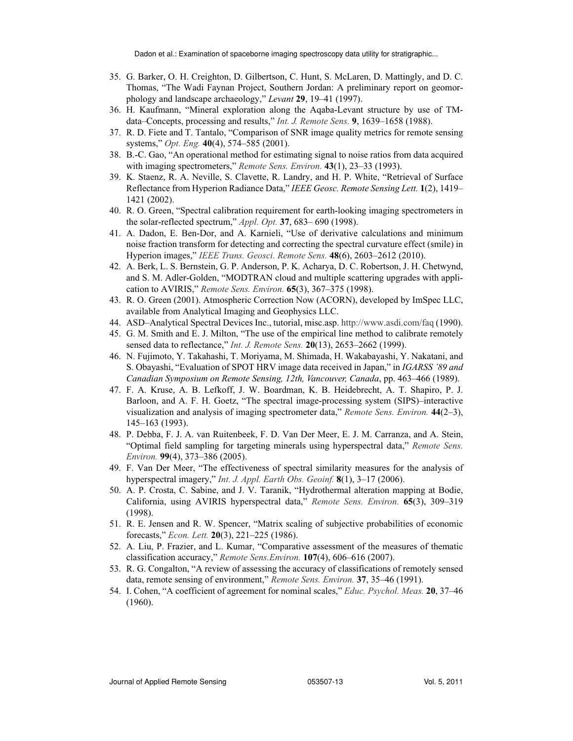35. G. Barker, O. H. Creighton, D. Gilbertson, C. Hunt, S. McLaren, D. Mattingly, and D. C. Thomas, "The Wadi Faynan Project, Southern Jordan: A preliminary report on geomorphology and landscape archaeology," *Levant* **29**, 19–41 (1997).
36. H. Kaufmann, "Mineral exploration along the Aqaba-Levant structure by use of TM-data–Concepts, processing and results," *Int. J. Remote Sens.* **9**, 1639–1658 (1988).
37. R. D. Fiete and T. Tantalo, "Comparison of SNR image quality metrics for remote sensing systems," *Opt. Eng.* **40**(4), 574–585 (2001).
38. B.-C. Gao, "An operational method for estimating signal to noise ratios from data acquired with imaging spectrometers," *Remote Sens. Environ.* **43**(1), 23–33 (1993).
39. K. Staenz, R. A. Neville, S. Clavette, R. Landry, and H. P. White, "Retrieval of Surface Reflectance from Hyperion Radiance Data," *IEEE Geosc. Remote Sensing Lett.* **1**(2), 1419–1421 (2002).
40. R. O. Green, "Spectral calibration requirement for earth-looking imaging spectrometers in the solar-reflected spectrum," *Appl. Opt.* **37**, 683– 690 (1998).
41. A. Dadon, E. Ben-Dor, and A. Karnieli, "Use of derivative calculations and minimum noise fraction transform for detecting and correcting the spectral curvature effect (smile) in Hyperion images," *IEEE Trans. Geosci. Remote Sens.* **48**(6), 2603–2612 (2010).
42. A. Berk, L. S. Bernstein, G. P. Anderson, P. K. Acharya, D. C. Robertson, J. H. Chetwynd, and S. M. Adler-Golden, "MODTRAN cloud and multiple scattering upgrades with application to AVIRIS," *Remote Sens. Environ.* **65**(3), 367–375 (1998).
43. R. O. Green (2001). Atmospheric Correction Now (ACORN), developed by ImSpec LLC, available from Analytical Imaging and Geophysics LLC.
44. ASD–Analytical Spectral Devices Inc., tutorial, misc.asp. http://www.asdi.com/faq (1990).
45. G. M. Smith and E. J. Milton, "The use of the empirical line method to calibrate remotely sensed data to reflectance," *Int. J. Remote Sens.* **20**(13), 2653–2662 (1999).
46. N. Fujimoto, Y. Takahashi, T. Moriyama, M. Shimada, H. Wakabayashi, Y. Nakatani, and S. Obayashi, "Evaluation of SPOT HRV image data received in Japan," in *IGARSS '89 and Canadian Symposium on Remote Sensing, 12th, Vancouver, Canada*, pp. 463–466 (1989).
47. F. A. Kruse, A. B. Lefkoff, J. W. Boardman, K. B. Heidebrecht, A. T. Shapiro, P. J. Barloon, and A. F. H. Goetz, "The spectral image-processing system (SIPS)–interactive visualization and analysis of imaging spectrometer data," *Remote Sens. Environ.* **44**(2–3), 145–163 (1993).
48. P. Debba, F. J. A. van Ruitenbeek, F. D. Van Der Meer, E. J. M. Carranza, and A. Stein, "Optimal field sampling for targeting minerals using hyperspectral data," *Remote Sens. Environ.* **99**(4), 373–386 (2005).
49. F. Van Der Meer, "The effectiveness of spectral similarity measures for the analysis of hyperspectral imagery," *Int. J. Appl. Earth Obs. Geoinf.* **8**(1), 3–17 (2006).
50. A. P. Crosta, C. Sabine, and J. V. Taranik, "Hydrothermal alteration mapping at Bodie, California, using AVIRIS hyperspectral data," *Remote Sens. Environ.* **65**(3), 309–319 (1998).
51. R. E. Jensen and R. W. Spencer, "Matrix scaling of subjective probabilities of economic forecasts," *Econ. Lett.* **20**(3), 221–225 (1986).
52. A. Liu, P. Frazier, and L. Kumar, "Comparative assessment of the measures of thematic classification accuracy," *Remote Sens.Environ.* **107**(4), 606–616 (2007).
53. R. G. Congalton, "A review of assessing the accuracy of classifications of remotely sensed data, remote sensing of environment," *Remote Sens. Environ.* **37**, 35–46 (1991).
54. I. Cohen, "A coefficient of agreement for nominal scales," *Educ. Psychol. Meas.* **20**, 37–46 (1960).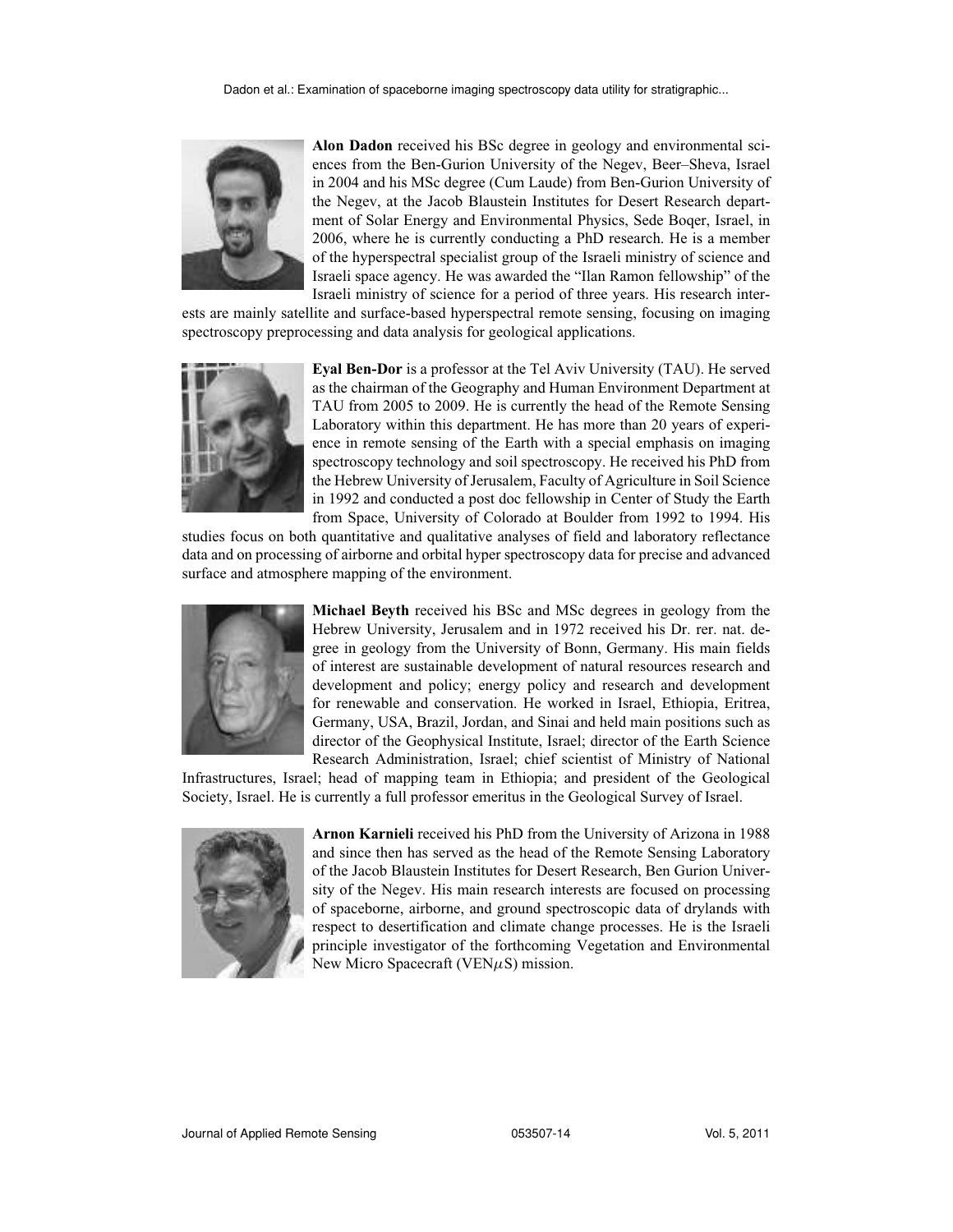**Alon Dadon** received his BSc degree in geology and environmental sciences from the Ben-Gurion University of the Negev, Beer–Sheva, Israel in 2004 and his MSc degree (Cum Laude) from Ben-Gurion University of the Negev, at the Jacob Blaustein Institutes for Desert Research department of Solar Energy and Environmental Physics, Sede Boqer, Israel, in 2006, where he is currently conducting a PhD research. He is a member of the hyperspectral specialist group of the Israeli ministry of science and Israeli space agency. He was awarded the "Ilan Ramon fellowship" of the Israeli ministry of science for a period of three years. His research interests are mainly satellite and surface-based hyperspectral remote sensing, focusing on imaging spectroscopy preprocessing and data analysis for geological applications.

**Eyal Ben-Dor** is a professor at the Tel Aviv University (TAU). He served as the chairman of the Geography and Human Environment Department at TAU from 2005 to 2009. He is currently the head of the Remote Sensing Laboratory within this department. He has more than 20 years of experience in remote sensing of the Earth with a special emphasis on imaging spectroscopy technology and soil spectroscopy. He received his PhD from the Hebrew University of Jerusalem, Faculty of Agriculture in Soil Science in 1992 and conducted a post doc fellowship in Center of Study the Earth from Space, University of Colorado at Boulder from 1992 to 1994. His studies focus on both quantitative and qualitative analyses of field and laboratory reflectance data and on processing of airborne and orbital hyper spectroscopy data for precise and advanced surface and atmosphere mapping of the environment.

**Michael Beyth** received his BSc and MSc degrees in geology from the Hebrew University, Jerusalem and in 1972 received his Dr. rer. nat. degree in geology from the University of Bonn, Germany. His main fields of interest are sustainable development of natural resources research and development and policy; energy policy and research and development for renewable and conservation. He worked in Israel, Ethiopia, Eritrea, Germany, USA, Brazil, Jordan, and Sinai and held main positions such as director of the Geophysical Institute, Israel; director of the Earth Science Research Administration, Israel; chief scientist of Ministry of National Infrastructures, Israel; head of mapping team in Ethiopia; and president of the Geological Society, Israel. He is currently a full professor emeritus in the Geological Survey of Israel.

**Arnon Karnieli** received his PhD from the University of Arizona in 1988 and since then has served as the head of the Remote Sensing Laboratory of the Jacob Blaustein Institutes for Desert Research, Ben Gurion University of the Negev. His main research interests are focused on processing of spaceborne, airborne, and ground spectroscopic data of drylands with respect to desertification and climate change processes. He is the Israeli principle investigator of the forthcoming Vegetation and Environmental New Micro Spacecraft (VEN$\mu$S) mission.